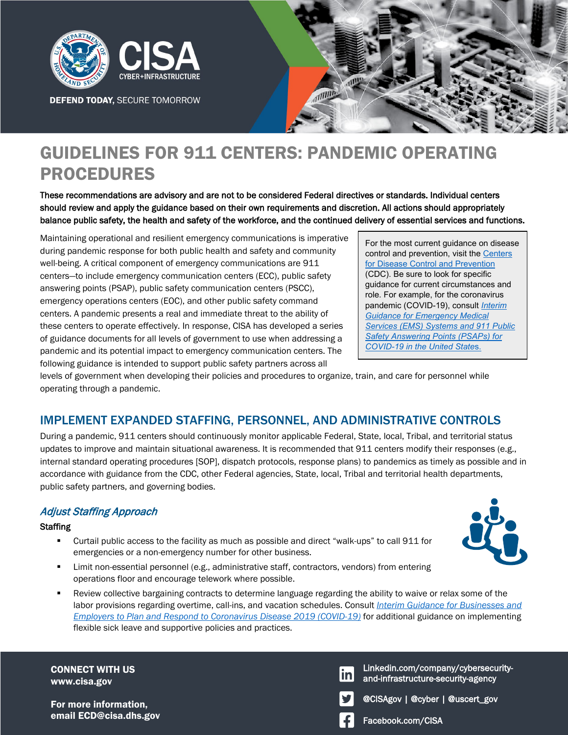# GUIDELINES FOR 911 CENTERS: PANDEMIC OPERATING PROCEDURES

**These recommendations are advisory and are not to be considered Federal directives or standards. Individual centers should review and apply the guidance based on their own requirements and discretion. All actions should appropriately balance public safety, the health and safety of the workforce, and the continued delivery of essential services and functions.**

Maintaining operational and resilient emergency communications is imperative during pandemic response for both public health and safety and community well-being. A critical component of emergency communications are 911 centers—to include emergency communication centers (ECC), public safety answering points (PSAP), public safety communication centers (PSCC), emergency operations centers (EOC), and other public safety command centers. A pandemic presents a real and immediate threat to the ability of these centers to operate effectively. In response, CISA has developed a series of guidance documents for all levels of government to use when addressing a pandemic and its potential impact to emergency communication centers. The following guidance is intended to support public safety partners across all levels of government when developing their policies and procedures to organize, train, and care for personnel while operating through a pandemic.

> For the most current guidance on disease control and prevention, visit the Centers for Disease Control and Prevention (CDC). Be sure to look for specific guidance for current circumstances and role. For example, for the coronavirus pandemic (COVID-19), consult *Interim Guidance for Emergency Medical Services (EMS) Systems and 911 Public Safety Answering Points (PSAPs) for COVID-19 in the United States.*

## IMPLEMENT EXPANDED STAFFING, PERSONNEL, AND ADMINISTRATIVE CONTROLS

During a pandemic, 911 centers should continuously monitor applicable Federal, State, local, Tribal, and territorial status updates to improve and maintain situational awareness. It is recommended that 911 centers modify their responses (e.g., internal standard operating procedures [SOP], dispatch protocols, response plans) to pandemics as timely as possible and in accordance with guidance from the CDC, other Federal agencies, State, local, Tribal and territorial health departments, public safety partners, and governing bodies.

### *Adjust Staffing Approach*

**Staffing**

- Curtail public access to the facility as much as possible and direct "walk-ups" to call 911 for emergencies or a non-emergency number for other business.
- Limit non-essential personnel (e.g., administrative staff, contractors, vendors) from entering operations floor and encourage telework where possible.
- Review collective bargaining contracts to determine language regarding the ability to waive or relax some of the labor provisions regarding overtime, call-ins, and vacation schedules. Consult *Interim Guidance for Businesses and Employers to Plan and Respond to Coronavirus Disease 2019 (COVID-19)* for additional guidance on implementing flexible sick leave and supportive policies and practices.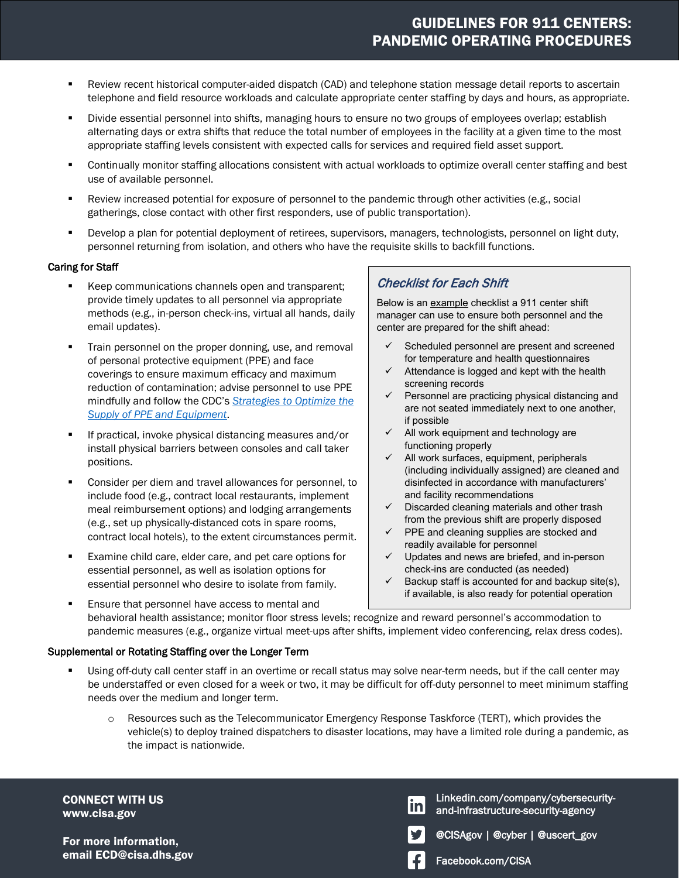- Review recent historical computer-aided dispatch (CAD) and telephone station message detail reports to ascertain telephone and field resource workloads and calculate appropriate center staffing by days and hours, as appropriate.
- Divide essential personnel into shifts, managing hours to ensure no two groups of employees overlap; establish alternating days or extra shifts that reduce the total number of employees in the facility at a given time to the most appropriate staffing levels consistent with expected calls for services and required field asset support.
- Continually monitor staffing allocations consistent with actual workloads to optimize overall center staffing and best use of available personnel.
- Review increased potential for exposure of personnel to the pandemic through other activities (e.g., social gatherings, close contact with other first responders, use of public transportation).
- Develop a plan for potential deployment of retirees, supervisors, managers, technologists, personnel on light duty, personnel returning from isolation, and others who have the requisite skills to backfill functions.

### Caring for Staff

- Keep communications channels open and transparent; provide timely updates to all personnel via appropriate methods (e.g., in-person check-ins, virtual all hands, daily email updates).
- Train personnel on the proper donning, use, and removal of personal protective equipment (PPE) and face coverings to ensure maximum efficacy and maximum reduction of contamination; advise personnel to use PPE mindfully and follow the CDC's *Strategies to Optimize the Supply of PPE and Equipment*.
- If practical, invoke physical distancing measures and/or install physical barriers between consoles and call taker positions.
- Consider per diem and travel allowances for personnel, to include food (e.g., contract local restaurants, implement meal reimbursement options) and lodging arrangements (e.g., set up physically-distanced cots in spare rooms, contract local hotels), to the extent circumstances permit.
- Examine child care, elder care, and pet care options for essential personnel, as well as isolation options for essential personnel who desire to isolate from family.
- Ensure that personnel have access to mental and behavioral health assistance; monitor floor stress levels; recognize and reward personnel's accommodation to pandemic measures (e.g., organize virtual meet-ups after shifts, implement video conferencing, relax dress codes).

### *Checklist for Each Shift*

Below is an example checklist a 911 center shift manager can use to ensure both personnel and the center are prepared for the shift ahead:

- ✓ Scheduled personnel are present and screened for temperature and health questionnaires
- ✓ Attendance is logged and kept with the health screening records
- ✓ Personnel are practicing physical distancing and are not seated immediately next to one another, if possible
- ✓ All work equipment and technology are functioning properly
- ✓ All work surfaces, equipment, peripherals (including individually assigned) are cleaned and disinfected in accordance with manufacturers' and facility recommendations
- ✓ Discarded cleaning materials and other trash from the previous shift are properly disposed
- ✓ PPE and cleaning supplies are stocked and readily available for personnel
- ✓ Updates and news are briefed, and in-person check-ins are conducted (as needed)
- ✓ Backup staff is accounted for and backup site(s), if available, is also ready for potential operation

### Supplemental or Rotating Staffing over the Longer Term

- Using off-duty call center staff in an overtime or recall status may solve near-term needs, but if the call center may be understaffed or even closed for a week or two, it may be difficult for off-duty personnel to meet minimum staffing needs over the medium and longer term.
  - Resources such as the Telecommunicator Emergency Response Taskforce (TERT), which provides the vehicle(s) to deploy trained dispatchers to disaster locations, may have a limited role during a pandemic, as the impact is nationwide.

**CONNECT WITH US**
**www.cisa.gov**

**For more information, email ECD@cisa.dhs.gov**

Linkedin.com/company/cybersecurity-and-infrastructure-security-agency

@CISAgov | @cyber | @uscert_gov

Facebook.com/CISA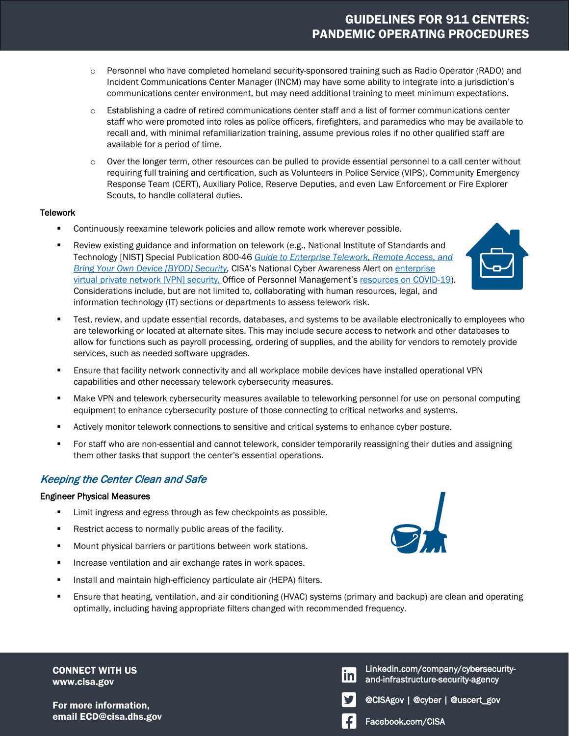- Personnel who have completed homeland security-sponsored training such as Radio Operator (RADO) and Incident Communications Center Manager (INCM) may have some ability to integrate into a jurisdiction's communications center environment, but may need additional training to meet minimum expectations.
  - Establishing a cadre of retired communications center staff and a list of former communications center staff who were promoted into roles as police officers, firefighters, and paramedics who may be available to recall and, with minimal refamiliarization training, assume previous roles if no other qualified staff are available for a period of time.
  - Over the longer term, other resources can be pulled to provide essential personnel to a call center without requiring full training and certification, such as Volunteers in Police Service (VIPS), Community Emergency Response Team (CERT), Auxiliary Police, Reserve Deputies, and even Law Enforcement or Fire Explorer Scouts, to handle collateral duties.

**Telework**

- Continuously reexamine telework policies and allow remote work wherever possible.
- Review existing guidance and information on telework (e.g., National Institute of Standards and Technology [NIST] Special Publication 800-46 *Guide to Enterprise Telework, Remote Access, and Bring Your Own Device [BYOD] Security*, CISA's National Cyber Awareness Alert on enterprise virtual private network [VPN] security, Office of Personnel Management's resources on COVID-19). Considerations include, but are not limited to, collaborating with human resources, legal, and information technology (IT) sections or departments to assess telework risk.
- Test, review, and update essential records, databases, and systems to be available electronically to employees who are teleworking or located at alternate sites. This may include secure access to network and other databases to allow for functions such as payroll processing, ordering of supplies, and the ability for vendors to remotely provide services, such as needed software upgrades.
- Ensure that facility network connectivity and all workplace mobile devices have installed operational VPN capabilities and other necessary telework cybersecurity measures.
- Make VPN and telework cybersecurity measures available to teleworking personnel for use on personal computing equipment to enhance cybersecurity posture of those connecting to critical networks and systems.
- Actively monitor telework connections to sensitive and critical systems to enhance cyber posture.
- For staff who are non-essential and cannot telework, consider temporarily reassigning their duties and assigning them other tasks that support the center's essential operations.

## *Keeping the Center Clean and Safe*

**Engineer Physical Measures**

- Limit ingress and egress through as few checkpoints as possible.
- Restrict access to normally public areas of the facility.
- Mount physical barriers or partitions between work stations.
- Increase ventilation and air exchange rates in work spaces.
- Install and maintain high-efficiency particulate air (HEPA) filters.
- Ensure that heating, ventilation, and air conditioning (HVAC) systems (primary and backup) are clean and operating optimally, including having appropriate filters changed with recommended frequency.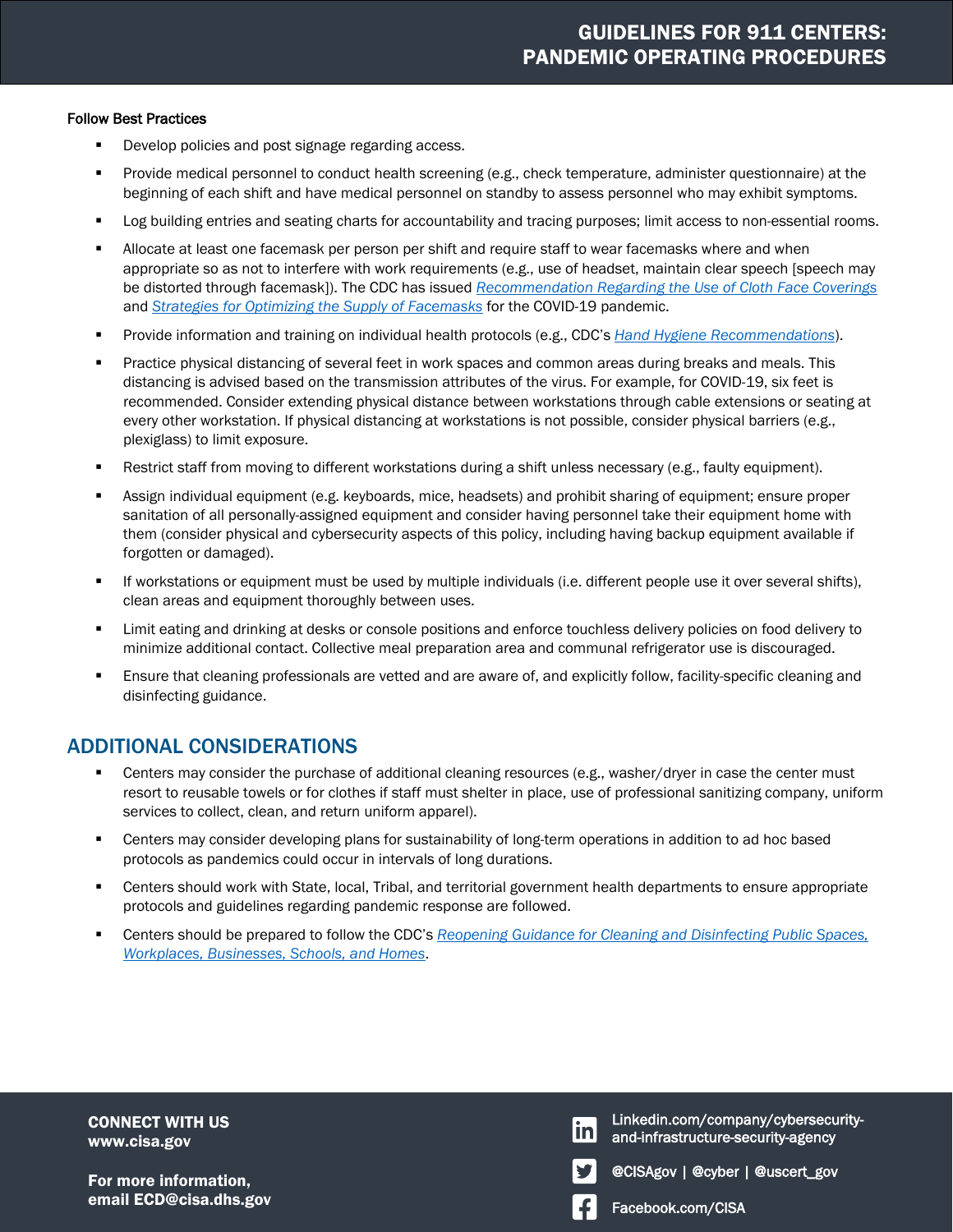**Follow Best Practices**

- Develop policies and post signage regarding access.
- Provide medical personnel to conduct health screening (e.g., check temperature, administer questionnaire) at the beginning of each shift and have medical personnel on standby to assess personnel who may exhibit symptoms.
- Log building entries and seating charts for accountability and tracing purposes; limit access to non-essential rooms.
- Allocate at least one facemask per person per shift and require staff to wear facemasks where and when appropriate so as not to interfere with work requirements (e.g., use of headset, maintain clear speech [speech may be distorted through facemask]). The CDC has issued *Recommendation Regarding the Use of Cloth Face Coverings* and *Strategies for Optimizing the Supply of Facemasks* for the COVID-19 pandemic.
- Provide information and training on individual health protocols (e.g., CDC's *Hand Hygiene Recommendations*).
- Practice physical distancing of several feet in work spaces and common areas during breaks and meals. This distancing is advised based on the transmission attributes of the virus. For example, for COVID-19, six feet is recommended. Consider extending physical distance between workstations through cable extensions or seating at every other workstation. If physical distancing at workstations is not possible, consider physical barriers (e.g., plexiglass) to limit exposure.
- Restrict staff from moving to different workstations during a shift unless necessary (e.g., faulty equipment).
- Assign individual equipment (e.g. keyboards, mice, headsets) and prohibit sharing of equipment; ensure proper sanitation of all personally-assigned equipment and consider having personnel take their equipment home with them (consider physical and cybersecurity aspects of this policy, including having backup equipment available if forgotten or damaged).
- If workstations or equipment must be used by multiple individuals (i.e. different people use it over several shifts), clean areas and equipment thoroughly between uses.
- Limit eating and drinking at desks or console positions and enforce touchless delivery policies on food delivery to minimize additional contact. Collective meal preparation area and communal refrigerator use is discouraged.
- Ensure that cleaning professionals are vetted and are aware of, and explicitly follow, facility-specific cleaning and disinfecting guidance.

## ADDITIONAL CONSIDERATIONS

- Centers may consider the purchase of additional cleaning resources (e.g., washer/dryer in case the center must resort to reusable towels or for clothes if staff must shelter in place, use of professional sanitizing company, uniform services to collect, clean, and return uniform apparel).
- Centers may consider developing plans for sustainability of long-term operations in addition to ad hoc based protocols as pandemics could occur in intervals of long durations.
- Centers should work with State, local, Tribal, and territorial government health departments to ensure appropriate protocols and guidelines regarding pandemic response are followed.
- Centers should be prepared to follow the CDC's *Reopening Guidance for Cleaning and Disinfecting Public Spaces, Workplaces, Businesses, Schools, and Homes*.

**CONNECT WITH US**
**www.cisa.gov**

**For more information, email ECD@cisa.dhs.gov**

Linkedin.com/company/cybersecurity-and-infrastructure-security-agency

@CISAgov | @cyber | @uscert_gov

Facebook.com/CISA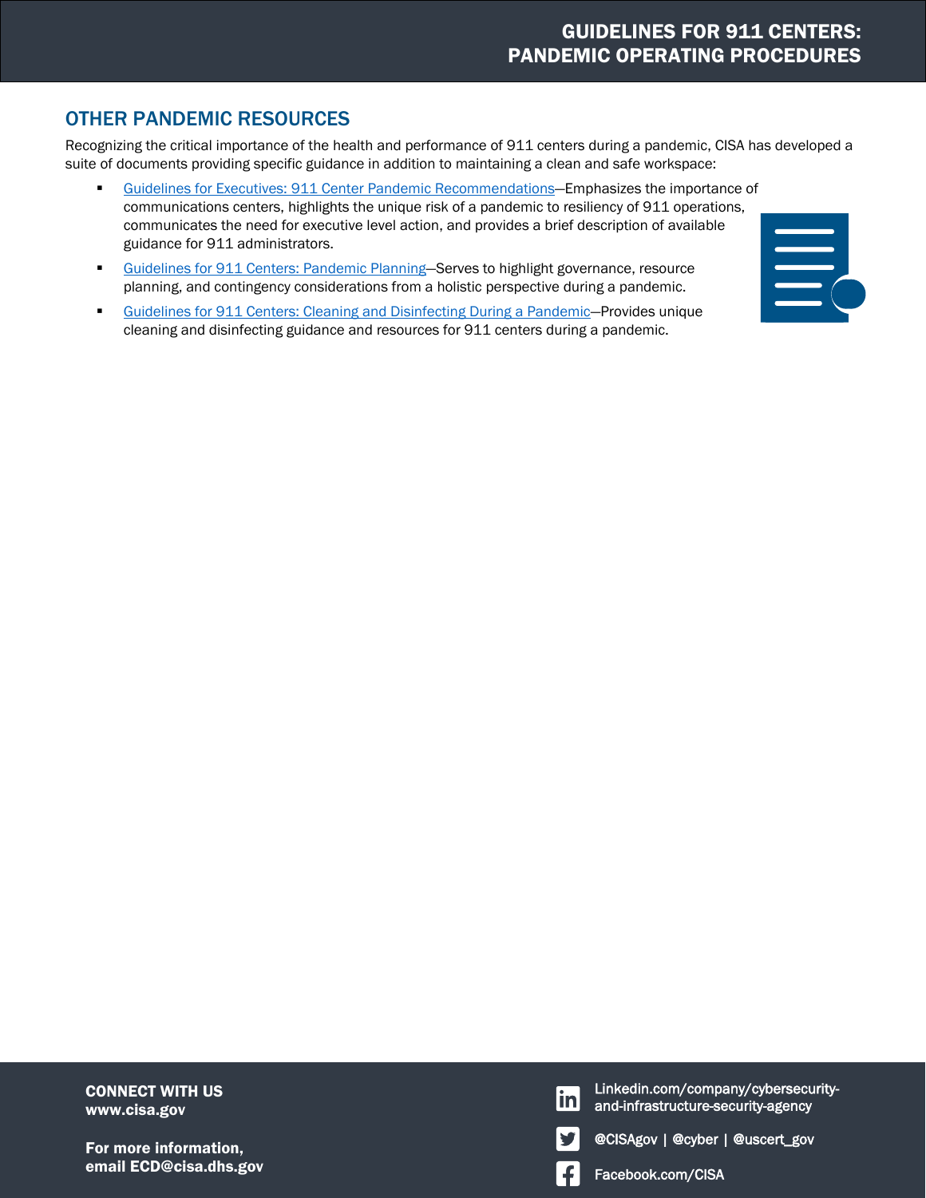## OTHER PANDEMIC RESOURCES

Recognizing the critical importance of the health and performance of 911 centers during a pandemic, CISA has developed a suite of documents providing specific guidance in addition to maintaining a clean and safe workspace:

- Guidelines for Executives: 911 Center Pandemic Recommendations—Emphasizes the importance of communications centers, highlights the unique risk of a pandemic to resiliency of 911 operations, communicates the need for executive level action, and provides a brief description of available guidance for 911 administrators.
- Guidelines for 911 Centers: Pandemic Planning—Serves to highlight governance, resource planning, and contingency considerations from a holistic perspective during a pandemic.
- Guidelines for 911 Centers: Cleaning and Disinfecting During a Pandemic—Provides unique cleaning and disinfecting guidance and resources for 911 centers during a pandemic.

**CONNECT WITH US**
**www.cisa.gov**

**For more information, email ECD@cisa.dhs.gov**

Linkedin.com/company/cybersecurity-and-infrastructure-security-agency

@CISAgov | @cyber | @uscert_gov

Facebook.com/CISA